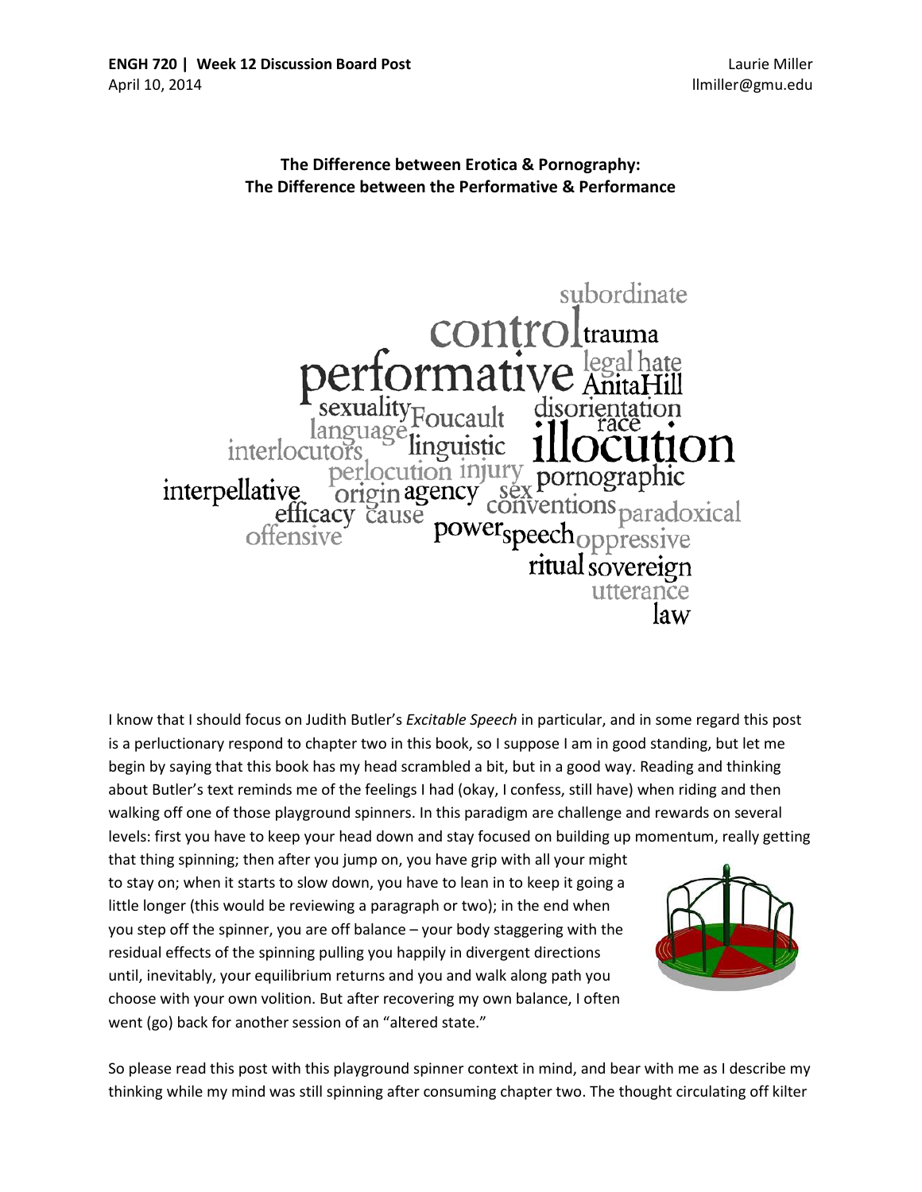**ENGH 720 | Week 12 Discussion Board Post**
April 10, 2014

Laurie Miller
llmiller@gmu.edu

**The Difference between Erotica & Pornography:**
**The Difference between the Performative & Performance**

I know that I should focus on Judith Butler's *Excitable Speech* in particular, and in some regard this post is a perluctionary respond to chapter two in this book, so I suppose I am in good standing, but let me begin by saying that this book has my head scrambled a bit, but in a good way. Reading and thinking about Butler's text reminds me of the feelings I had (okay, I confess, still have) when riding and then walking off one of those playground spinners. In this paradigm are challenge and rewards on several levels: first you have to keep your head down and stay focused on building up momentum, really getting that thing spinning; then after you jump on, you have grip with all your might to stay on; when it starts to slow down, you have to lean in to keep it going a little longer (this would be reviewing a paragraph or two); in the end when you step off the spinner, you are off balance – your body staggering with the residual effects of the spinning pulling you happily in divergent directions until, inevitably, your equilibrium returns and you and walk along path you choose with your own volition. But after recovering my own balance, I often went (go) back for another session of an "altered state."

So please read this post with this playground spinner context in mind, and bear with me as I describe my thinking while my mind was still spinning after consuming chapter two. The thought circulating off kilter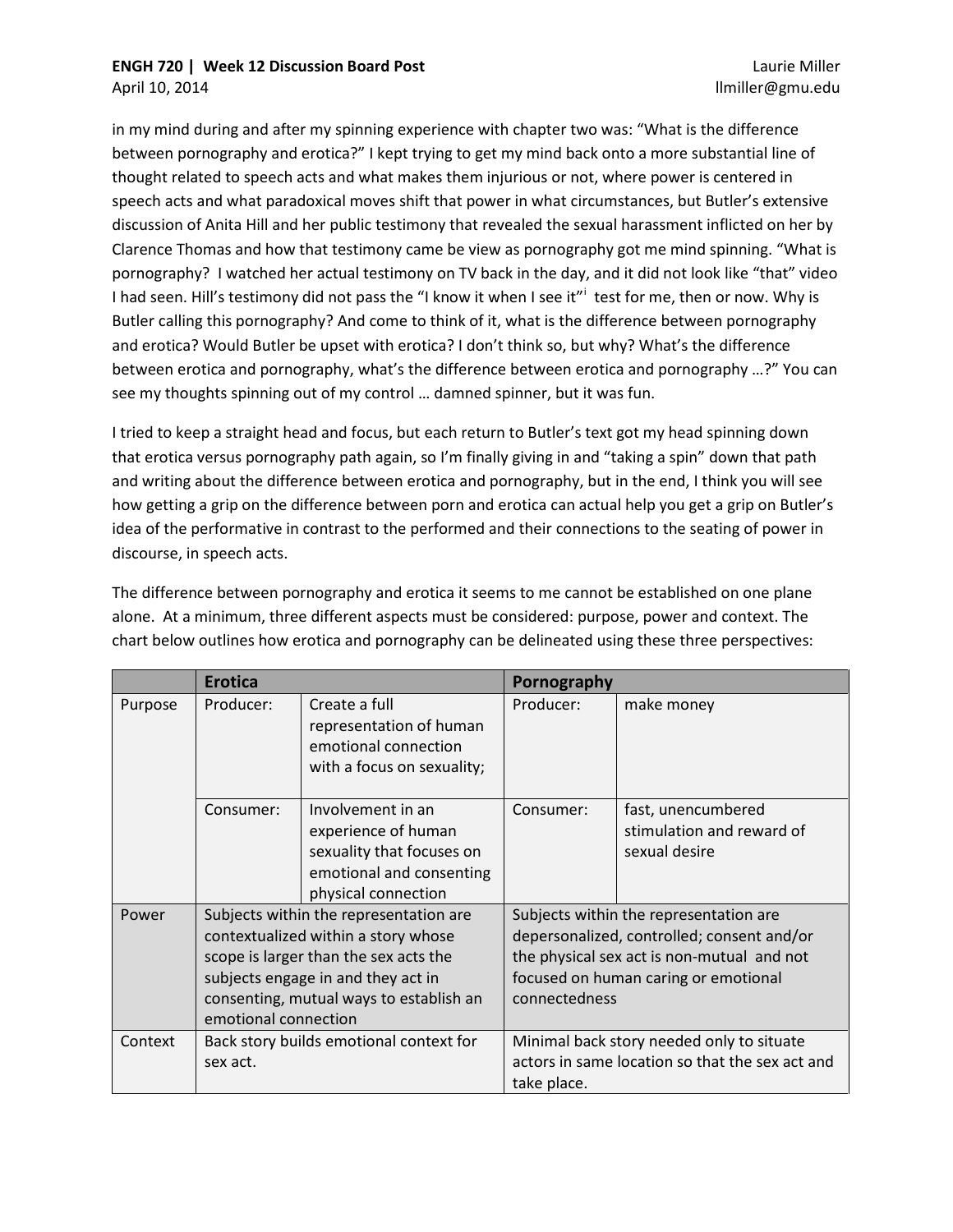in my mind during and after my spinning experience with chapter two was: "What is the difference between pornography and erotica?" I kept trying to get my mind back onto a more substantial line of thought related to speech acts and what makes them injurious or not, where power is centered in speech acts and what paradoxical moves shift that power in what circumstances, but Butler's extensive discussion of Anita Hill and her public testimony that revealed the sexual harassment inflicted on her by Clarence Thomas and how that testimony came be view as pornography got me mind spinning. "What is pornography? I watched her actual testimony on TV back in the day, and it did not look like "that" video I had seen. Hill's testimony did not pass the "I know it when I see it"[i] test for me, then or now. Why is Butler calling this pornography? And come to think of it, what is the difference between pornography and erotica? Would Butler be upset with erotica? I don't think so, but why? What's the difference between erotica and pornography, what's the difference between erotica and pornography …?" You can see my thoughts spinning out of my control … damned spinner, but it was fun.

I tried to keep a straight head and focus, but each return to Butler's text got my head spinning down that erotica versus pornography path again, so I'm finally giving in and "taking a spin" down that path and writing about the difference between erotica and pornography, but in the end, I think you will see how getting a grip on the difference between porn and erotica can actual help you get a grip on Butler's idea of the performative in contrast to the performed and their connections to the seating of power in discourse, in speech acts.

The difference between pornography and erotica it seems to me cannot be established on one plane alone. At a minimum, three different aspects must be considered: purpose, power and context. The chart below outlines how erotica and pornography can be delineated using these three perspectives:

| | **Erotica** | | **Pornography** | |
|---|---|---|---|---|
| Purpose | Producer: | Create a full representation of human emotional connection with a focus on sexuality; | Producer: | make money |
| | Consumer: | Involvement in an experience of human sexuality that focuses on emotional and consenting physical connection | Consumer: | fast, unencumbered stimulation and reward of sexual desire |
| Power | Subjects within the representation are contextualized within a story whose scope is larger than the sex acts the subjects engage in and they act in consenting, mutual ways to establish an emotional connection | | Subjects within the representation are depersonalized, controlled; consent and/or the physical sex act is non-mutual and not focused on human caring or emotional connectedness | |
| Context | Back story builds emotional context for sex act. | | Minimal back story needed only to situate actors in same location so that the sex act and take place. | |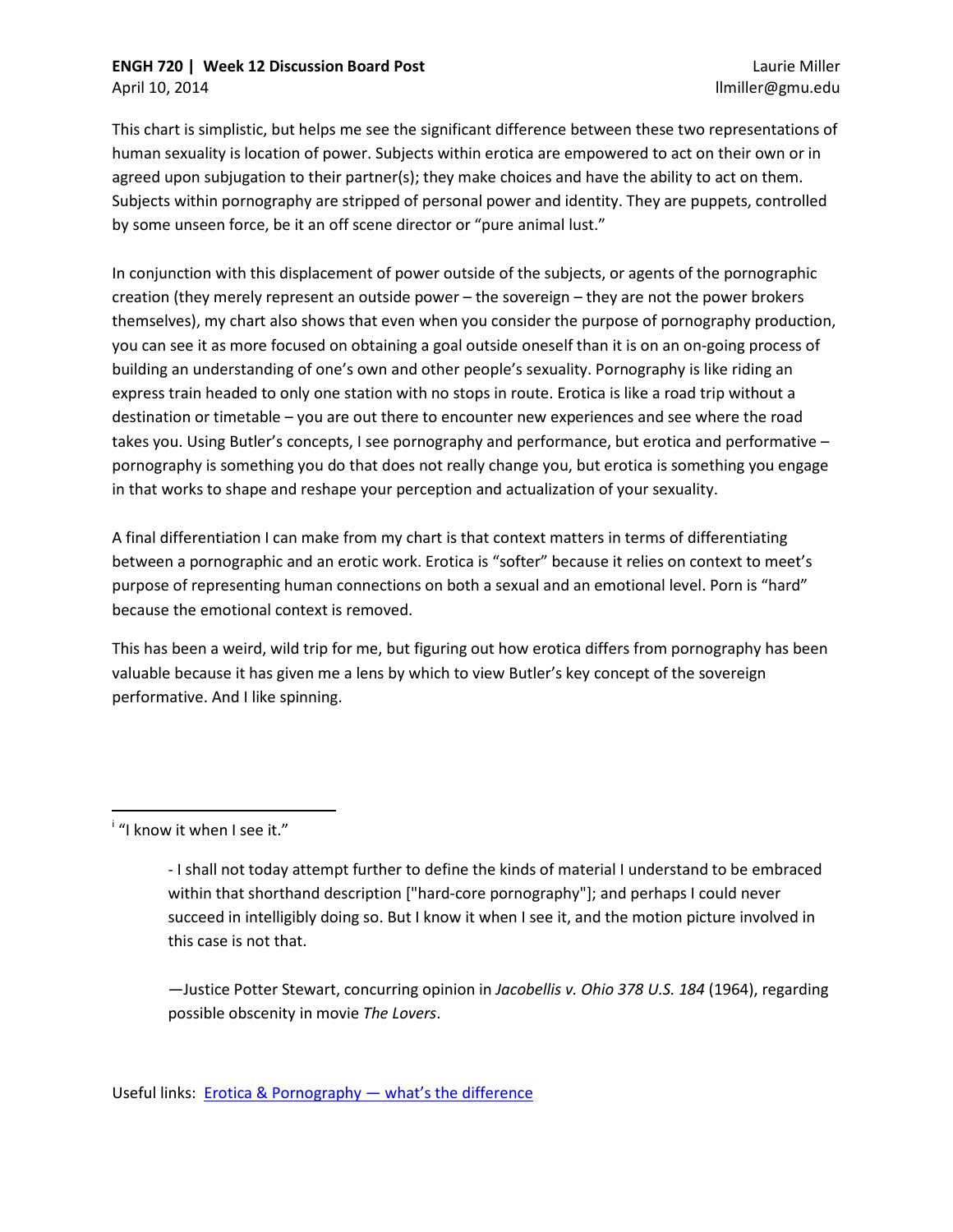This chart is simplistic, but helps me see the significant difference between these two representations of human sexuality is location of power. Subjects within erotica are empowered to act on their own or in agreed upon subjugation to their partner(s); they make choices and have the ability to act on them. Subjects within pornography are stripped of personal power and identity. They are puppets, controlled by some unseen force, be it an off scene director or "pure animal lust."

In conjunction with this displacement of power outside of the subjects, or agents of the pornographic creation (they merely represent an outside power – the sovereign – they are not the power brokers themselves), my chart also shows that even when you consider the purpose of pornography production, you can see it as more focused on obtaining a goal outside oneself than it is on an on-going process of building an understanding of one's own and other people's sexuality. Pornography is like riding an express train headed to only one station with no stops in route. Erotica is like a road trip without a destination or timetable – you are out there to encounter new experiences and see where the road takes you. Using Butler's concepts, I see pornography and performance, but erotica and performative – pornography is something you do that does not really change you, but erotica is something you engage in that works to shape and reshape your perception and actualization of your sexuality.

A final differentiation I can make from my chart is that context matters in terms of differentiating between a pornographic and an erotic work. Erotica is "softer" because it relies on context to meet's purpose of representing human connections on both a sexual and an emotional level. Porn is "hard" because the emotional context is removed.

This has been a weird, wild trip for me, but figuring out how erotica differs from pornography has been valuable because it has given me a lens by which to view Butler's key concept of the sovereign performative. And I like spinning.

---

[i] "I know it when I see it."

> - I shall not today attempt further to define the kinds of material I understand to be embraced within that shorthand description ["hard-core pornography"]; and perhaps I could never succeed in intelligibly doing so. But I know it when I see it, and the motion picture involved in this case is not that.
>
> —Justice Potter Stewart, concurring opinion in *Jacobellis v. Ohio 378 U.S. 184* (1964), regarding possible obscenity in movie *The Lovers*.

Useful links: Erotica & Pornography — what's the difference